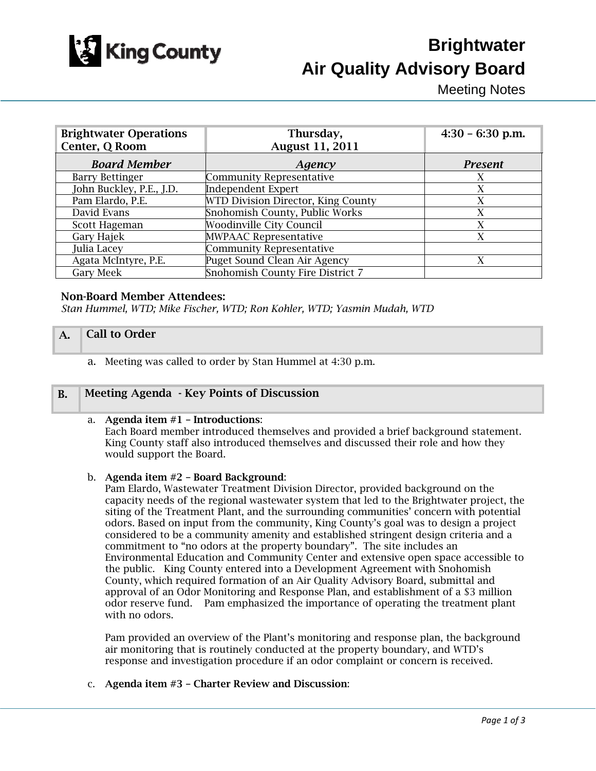# Brightwater Air Quality Advisory Board

Meeting Notes

| Brightwater Operations Center, Q Room | Thursday, August 11, 2011 | 4:30 – 6:30 p.m. |
|---|---|---|
| **Board Member** | **Agency** | **Present** |
| Barry Bettinger | Community Representative | X |
| John Buckley, P.E., J.D. | Independent Expert | X |
| Pam Elardo, P.E. | WTD Division Director, King County | X |
| David Evans | Snohomish County, Public Works | X |
| Scott Hageman | Woodinville City Council | X |
| Gary Hajek | MWPAAC Representative | X |
| Julia Lacey | Community Representative | |
| Agata McIntyre, P.E. | Puget Sound Clean Air Agency | X |
| Gary Meek | Snohomish County Fire District 7 | |

**Non-Board Member Attendees:**

*Stan Hummel, WTD; Mike Fischer, WTD; Ron Kohler, WTD; Yasmin Mudah, WTD*

## A. Call to Order

a. Meeting was called to order by Stan Hummel at 4:30 p.m.

## B. Meeting Agenda - Key Points of Discussion

a. **Agenda item #1 – Introductions**:
Each Board member introduced themselves and provided a brief background statement. King County staff also introduced themselves and discussed their role and how they would support the Board.

b. **Agenda item #2 – Board Background**:
Pam Elardo, Wastewater Treatment Division Director, provided background on the capacity needs of the regional wastewater system that led to the Brightwater project, the siting of the Treatment Plant, and the surrounding communities' concern with potential odors. Based on input from the community, King County's goal was to design a project considered to be a community amenity and established stringent design criteria and a commitment to "no odors at the property boundary". The site includes an Environmental Education and Community Center and extensive open space accessible to the public. King County entered into a Development Agreement with Snohomish County, which required formation of an Air Quality Advisory Board, submittal and approval of an Odor Monitoring and Response Plan, and establishment of a $3 million odor reserve fund. Pam emphasized the importance of operating the treatment plant with no odors.

Pam provided an overview of the Plant's monitoring and response plan, the background air monitoring that is routinely conducted at the property boundary, and WTD's response and investigation procedure if an odor complaint or concern is received.

c. **Agenda item #3 – Charter Review and Discussion**: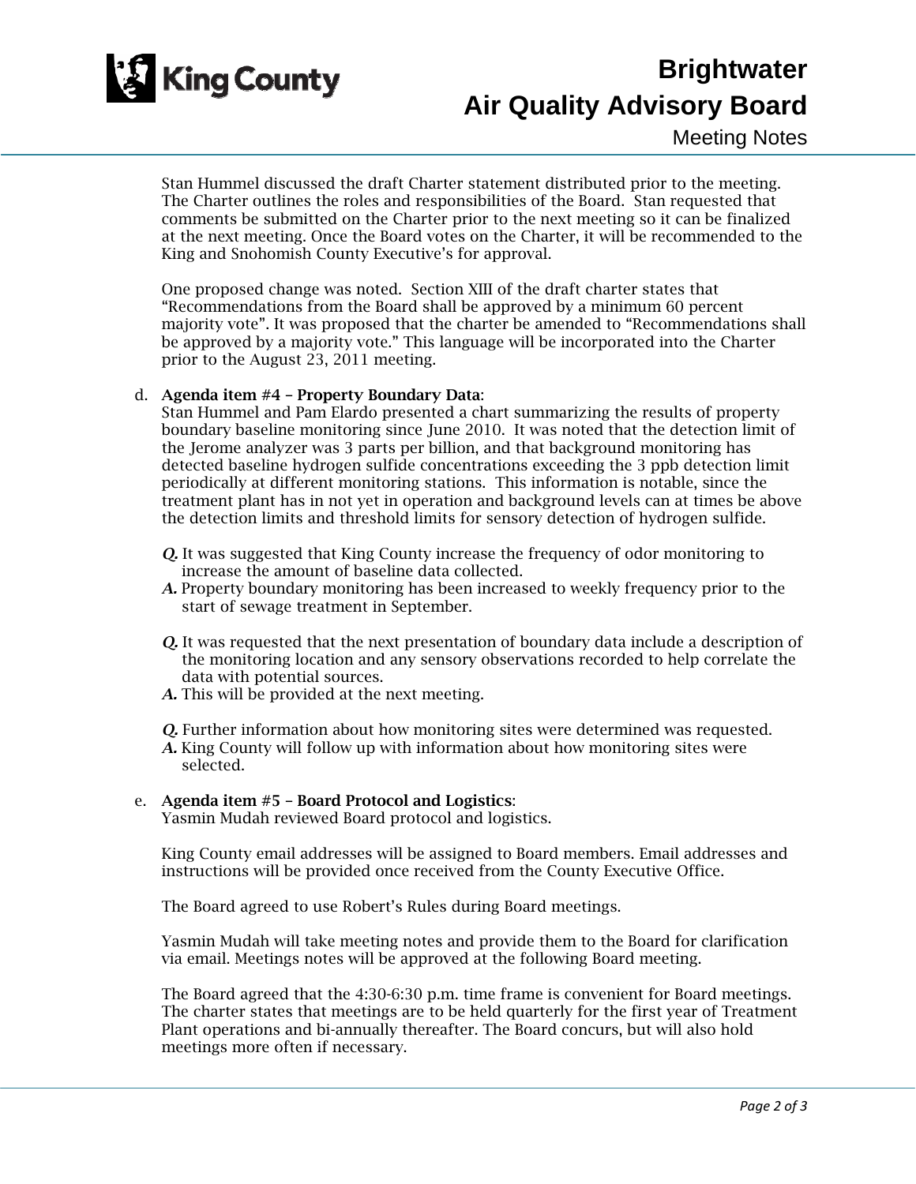Stan Hummel discussed the draft Charter statement distributed prior to the meeting. The Charter outlines the roles and responsibilities of the Board. Stan requested that comments be submitted on the Charter prior to the next meeting so it can be finalized at the next meeting. Once the Board votes on the Charter, it will be recommended to the King and Snohomish County Executive's for approval.

One proposed change was noted. Section XIII of the draft charter states that "Recommendations from the Board shall be approved by a minimum 60 percent majority vote". It was proposed that the charter be amended to "Recommendations shall be approved by a majority vote." This language will be incorporated into the Charter prior to the August 23, 2011 meeting.

d. **Agenda item #4 – Property Boundary Data**:
Stan Hummel and Pam Elardo presented a chart summarizing the results of property boundary baseline monitoring since June 2010. It was noted that the detection limit of the Jerome analyzer was 3 parts per billion, and that background monitoring has detected baseline hydrogen sulfide concentrations exceeding the 3 ppb detection limit periodically at different monitoring stations. This information is notable, since the treatment plant has in not yet in operation and background levels can at times be above the detection limits and threshold limits for sensory detection of hydrogen sulfide.

***Q.*** It was suggested that King County increase the frequency of odor monitoring to increase the amount of baseline data collected.
***A.*** Property boundary monitoring has been increased to weekly frequency prior to the start of sewage treatment in September.

***Q.*** It was requested that the next presentation of boundary data include a description of the monitoring location and any sensory observations recorded to help correlate the data with potential sources.
***A.*** This will be provided at the next meeting.

***Q.*** Further information about how monitoring sites were determined was requested.
***A.*** King County will follow up with information about how monitoring sites were selected.

e. **Agenda item #5 – Board Protocol and Logistics**:
Yasmin Mudah reviewed Board protocol and logistics.

King County email addresses will be assigned to Board members. Email addresses and instructions will be provided once received from the County Executive Office.

The Board agreed to use Robert's Rules during Board meetings.

Yasmin Mudah will take meeting notes and provide them to the Board for clarification via email. Meetings notes will be approved at the following Board meeting.

The Board agreed that the 4:30-6:30 p.m. time frame is convenient for Board meetings. The charter states that meetings are to be held quarterly for the first year of Treatment Plant operations and bi-annually thereafter. The Board concurs, but will also hold meetings more often if necessary.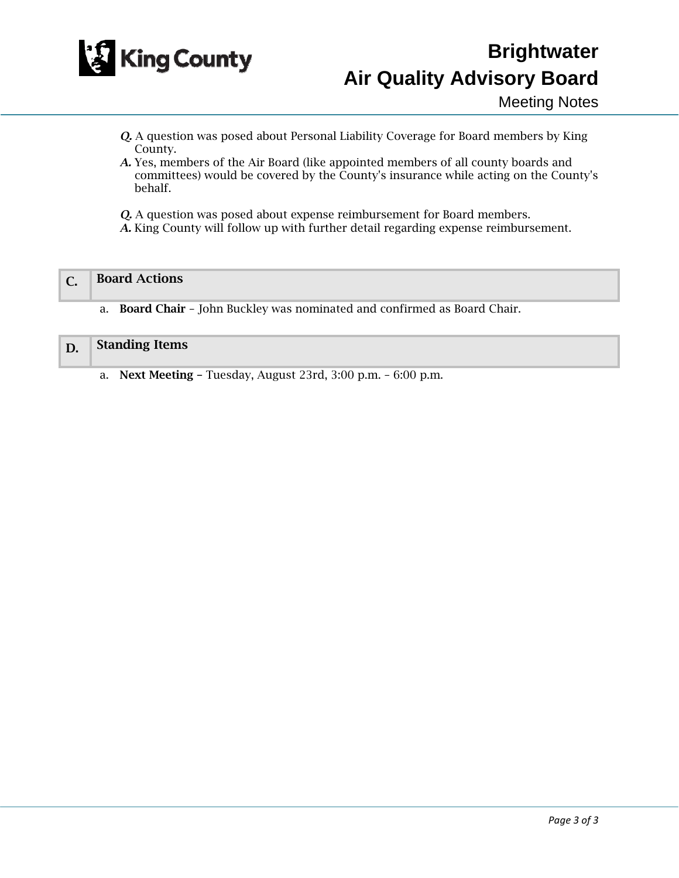***Q.*** A question was posed about Personal Liability Coverage for Board members by King County.
***A.*** Yes, members of the Air Board (like appointed members of all county boards and committees) would be covered by the County's insurance while acting on the County's behalf.

***Q.*** A question was posed about expense reimbursement for Board members.
***A.*** King County will follow up with further detail regarding expense reimbursement.

## C. Board Actions

a. **Board Chair** – John Buckley was nominated and confirmed as Board Chair.

## D. Standing Items

a. **Next Meeting** – Tuesday, August 23rd, 3:00 p.m. – 6:00 p.m.